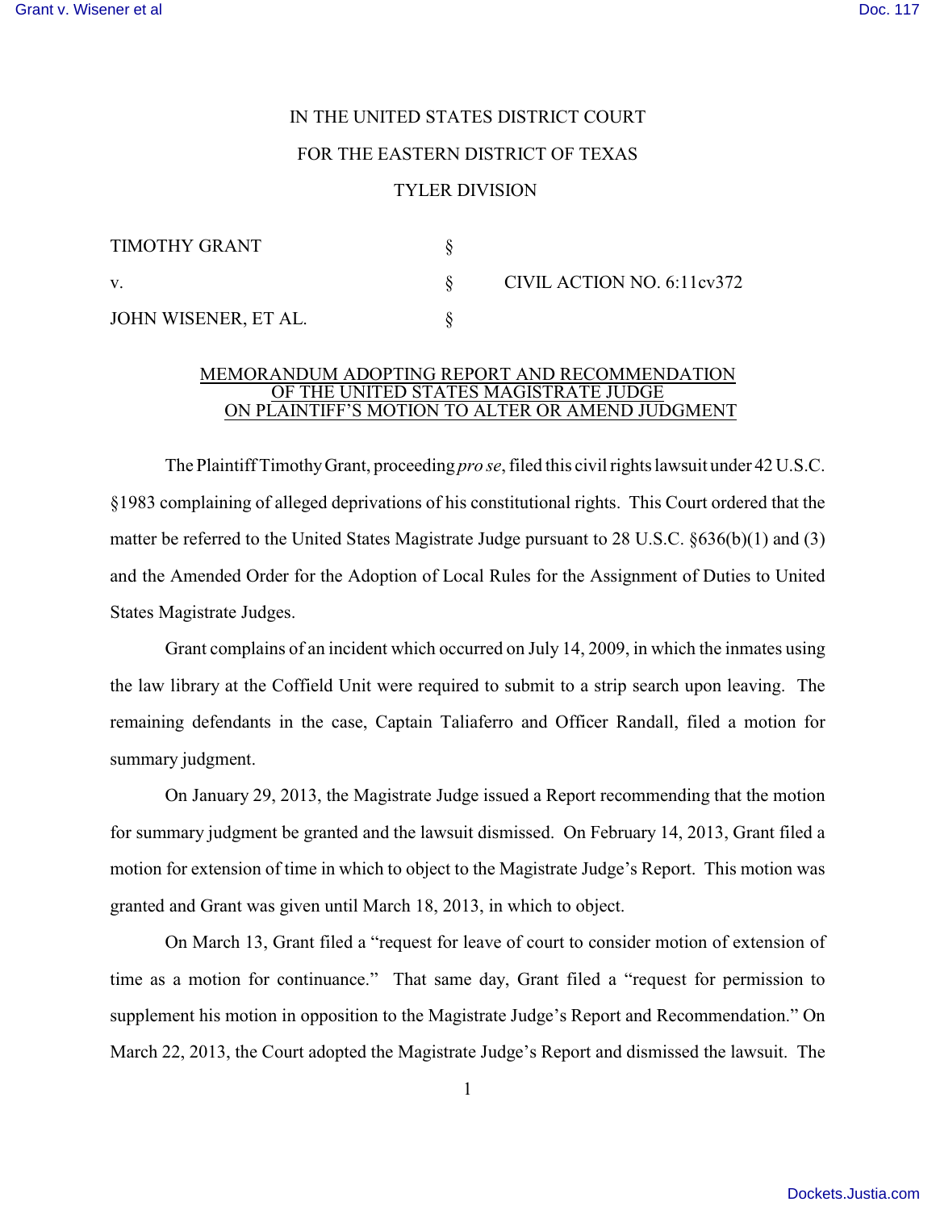IN THE UNITED STATES DISTRICT COURT

FOR THE EASTERN DISTRICT OF TEXAS

TYLER DIVISION

| | | |
|---|---|---|
| TIMOTHY GRANT | § | |
| v. | § | CIVIL ACTION NO. 6:11cv372 |
| JOHN WISENER, ET AL. | § | |

MEMORANDUM ADOPTING REPORT AND RECOMMENDATION OF THE UNITED STATES MAGISTRATE JUDGE ON PLAINTIFF'S MOTION TO ALTER OR AMEND JUDGMENT

The Plaintiff Timothy Grant, proceeding *pro se*, filed this civil rights lawsuit under 42 U.S.C. §1983 complaining of alleged deprivations of his constitutional rights. This Court ordered that the matter be referred to the United States Magistrate Judge pursuant to 28 U.S.C. §636(b)(1) and (3) and the Amended Order for the Adoption of Local Rules for the Assignment of Duties to United States Magistrate Judges.

Grant complains of an incident which occurred on July 14, 2009, in which the inmates using the law library at the Coffield Unit were required to submit to a strip search upon leaving. The remaining defendants in the case, Captain Taliaferro and Officer Randall, filed a motion for summary judgment.

On January 29, 2013, the Magistrate Judge issued a Report recommending that the motion for summary judgment be granted and the lawsuit dismissed. On February 14, 2013, Grant filed a motion for extension of time in which to object to the Magistrate Judge's Report. This motion was granted and Grant was given until March 18, 2013, in which to object.

On March 13, Grant filed a "request for leave of court to consider motion of extension of time as a motion for continuance." That same day, Grant filed a "request for permission to supplement his motion in opposition to the Magistrate Judge's Report and Recommendation." On March 22, 2013, the Court adopted the Magistrate Judge's Report and dismissed the lawsuit. The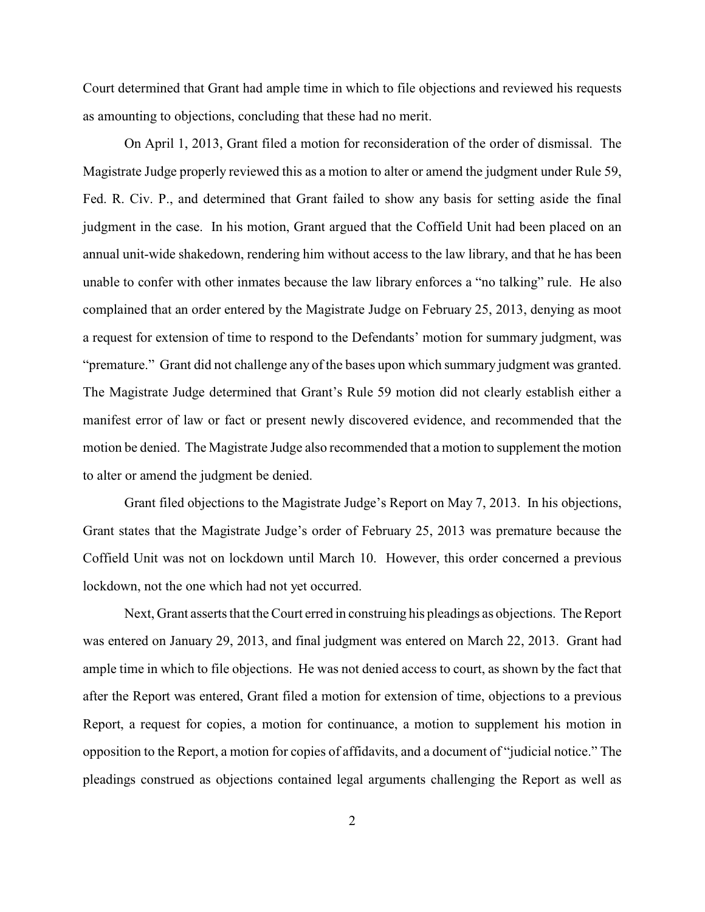Court determined that Grant had ample time in which to file objections and reviewed his requests as amounting to objections, concluding that these had no merit.

On April 1, 2013, Grant filed a motion for reconsideration of the order of dismissal. The Magistrate Judge properly reviewed this as a motion to alter or amend the judgment under Rule 59, Fed. R. Civ. P., and determined that Grant failed to show any basis for setting aside the final judgment in the case. In his motion, Grant argued that the Coffield Unit had been placed on an annual unit-wide shakedown, rendering him without access to the law library, and that he has been unable to confer with other inmates because the law library enforces a "no talking" rule. He also complained that an order entered by the Magistrate Judge on February 25, 2013, denying as moot a request for extension of time to respond to the Defendants' motion for summary judgment, was "premature." Grant did not challenge any of the bases upon which summary judgment was granted. The Magistrate Judge determined that Grant's Rule 59 motion did not clearly establish either a manifest error of law or fact or present newly discovered evidence, and recommended that the motion be denied. The Magistrate Judge also recommended that a motion to supplement the motion to alter or amend the judgment be denied.

Grant filed objections to the Magistrate Judge's Report on May 7, 2013. In his objections, Grant states that the Magistrate Judge's order of February 25, 2013 was premature because the Coffield Unit was not on lockdown until March 10. However, this order concerned a previous lockdown, not the one which had not yet occurred.

Next, Grant asserts that the Court erred in construing his pleadings as objections. The Report was entered on January 29, 2013, and final judgment was entered on March 22, 2013. Grant had ample time in which to file objections. He was not denied access to court, as shown by the fact that after the Report was entered, Grant filed a motion for extension of time, objections to a previous Report, a request for copies, a motion for continuance, a motion to supplement his motion in opposition to the Report, a motion for copies of affidavits, and a document of "judicial notice." The pleadings construed as objections contained legal arguments challenging the Report as well as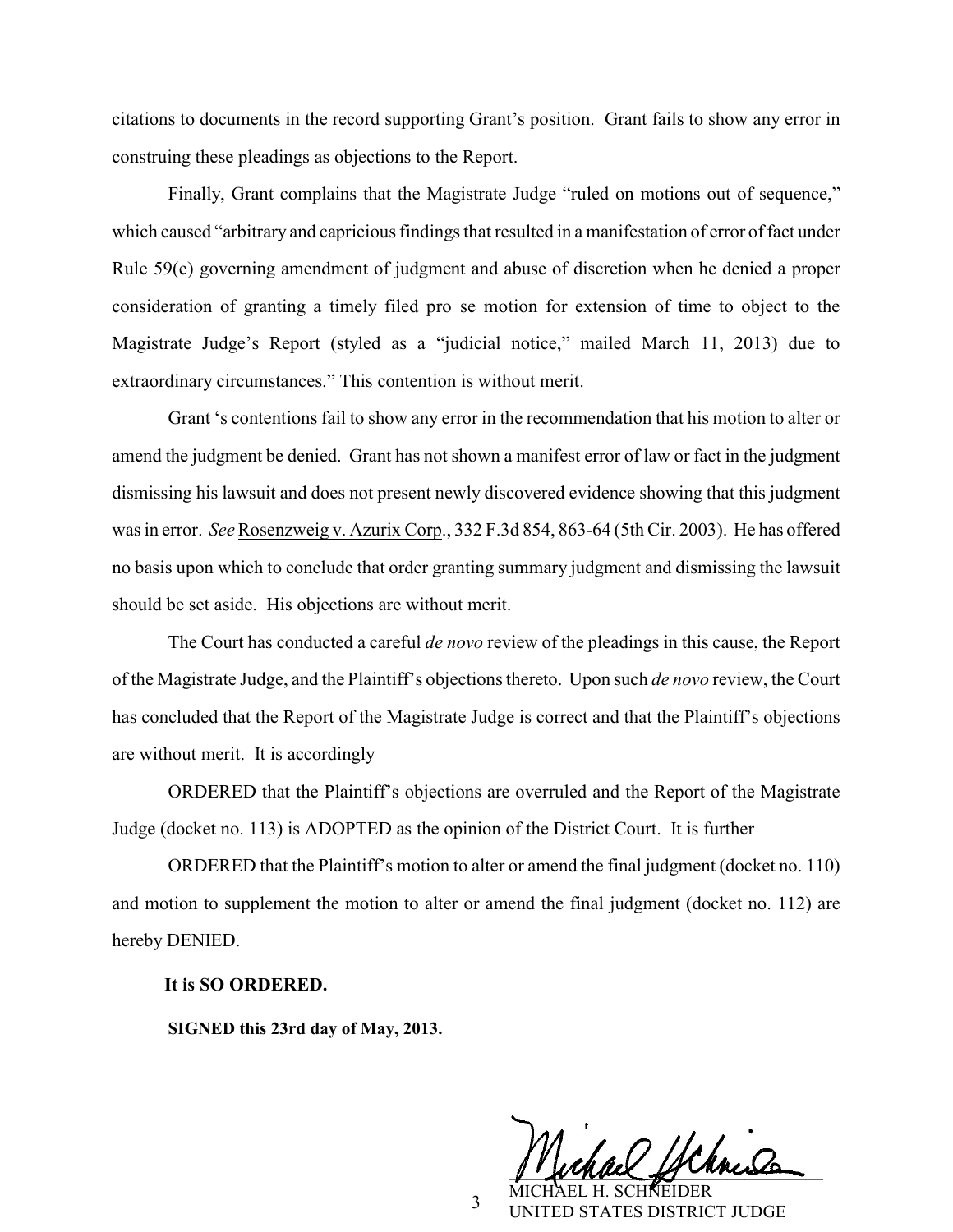citations to documents in the record supporting Grant's position. Grant fails to show any error in construing these pleadings as objections to the Report.

Finally, Grant complains that the Magistrate Judge "ruled on motions out of sequence," which caused "arbitrary and capricious findings that resulted in a manifestation of error of fact under Rule 59(e) governing amendment of judgment and abuse of discretion when he denied a proper consideration of granting a timely filed pro se motion for extension of time to object to the Magistrate Judge's Report (styled as a "judicial notice," mailed March 11, 2013) due to extraordinary circumstances." This contention is without merit.

Grant 's contentions fail to show any error in the recommendation that his motion to alter or amend the judgment be denied. Grant has not shown a manifest error of law or fact in the judgment dismissing his lawsuit and does not present newly discovered evidence showing that this judgment was in error. *See* Rosenzweig v. Azurix Corp., 332 F.3d 854, 863-64 (5th Cir. 2003). He has offered no basis upon which to conclude that order granting summary judgment and dismissing the lawsuit should be set aside. His objections are without merit.

The Court has conducted a careful *de novo* review of the pleadings in this cause, the Report of the Magistrate Judge, and the Plaintiff's objections thereto. Upon such *de novo* review, the Court has concluded that the Report of the Magistrate Judge is correct and that the Plaintiff's objections are without merit. It is accordingly

ORDERED that the Plaintiff's objections are overruled and the Report of the Magistrate Judge (docket no. 113) is ADOPTED as the opinion of the District Court. It is further

ORDERED that the Plaintiff's motion to alter or amend the final judgment (docket no. 110) and motion to supplement the motion to alter or amend the final judgment (docket no. 112) are hereby DENIED.

**It is SO ORDERED.**

**SIGNED this 23rd day of May, 2013.**

MICHAEL H. SCHNEIDER
UNITED STATES DISTRICT JUDGE